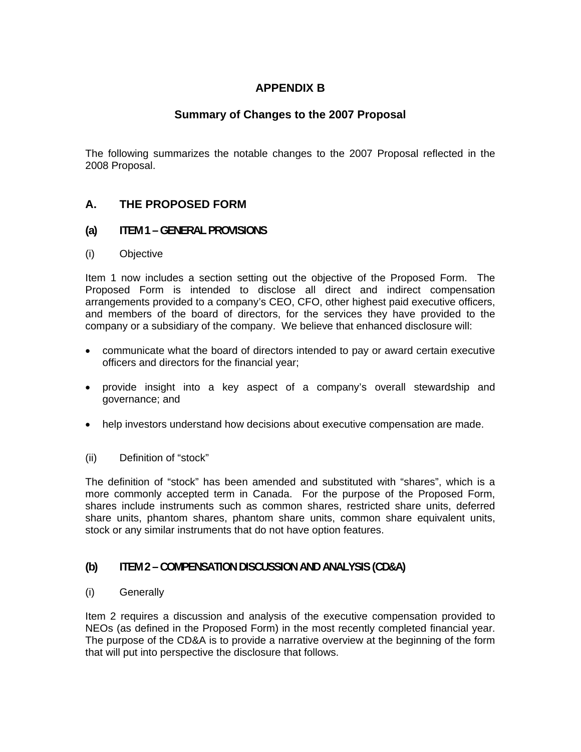# APPENDIX B

## Summary of Changes to the 2007 Proposal

The following summarizes the notable changes to the 2007 Proposal reflected in the 2008 Proposal.

## A. THE PROPOSED FORM

### (a) ITEM 1 – GENERAL PROVISIONS

(i) Objective

Item 1 now includes a section setting out the objective of the Proposed Form. The Proposed Form is intended to disclose all direct and indirect compensation arrangements provided to a company's CEO, CFO, other highest paid executive officers, and members of the board of directors, for the services they have provided to the company or a subsidiary of the company. We believe that enhanced disclosure will:

- communicate what the board of directors intended to pay or award certain executive officers and directors for the financial year;
- provide insight into a key aspect of a company's overall stewardship and governance; and
- help investors understand how decisions about executive compensation are made.

(ii) Definition of "stock"

The definition of "stock" has been amended and substituted with "shares", which is a more commonly accepted term in Canada. For the purpose of the Proposed Form, shares include instruments such as common shares, restricted share units, deferred share units, phantom shares, phantom share units, common share equivalent units, stock or any similar instruments that do not have option features.

### (b) ITEM 2 – COMPENSATION DISCUSSION AND ANALYSIS (CD&A)

(i) Generally

Item 2 requires a discussion and analysis of the executive compensation provided to NEOs (as defined in the Proposed Form) in the most recently completed financial year. The purpose of the CD&A is to provide a narrative overview at the beginning of the form that will put into perspective the disclosure that follows.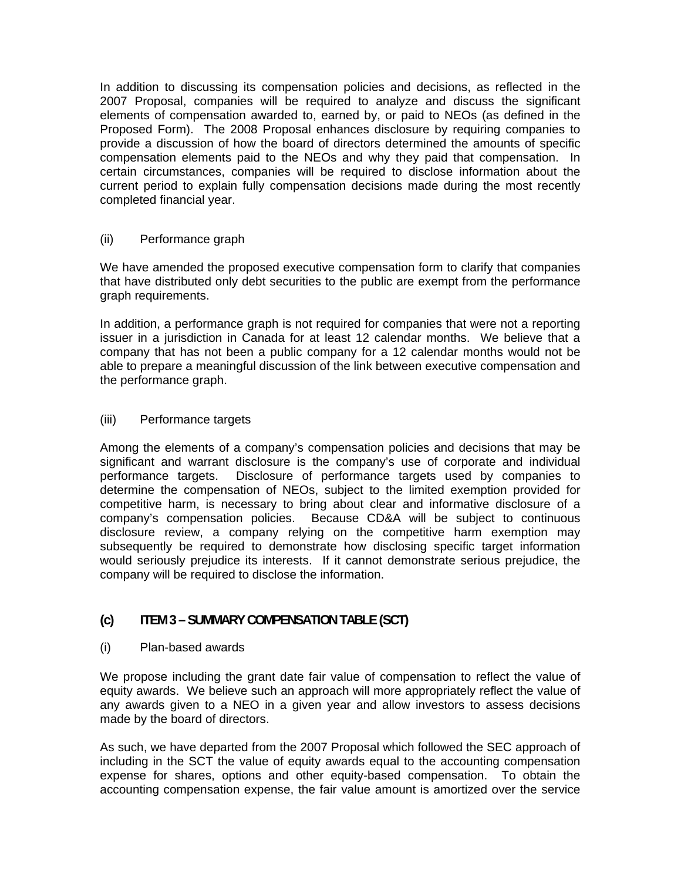In addition to discussing its compensation policies and decisions, as reflected in the 2007 Proposal, companies will be required to analyze and discuss the significant elements of compensation awarded to, earned by, or paid to NEOs (as defined in the Proposed Form). The 2008 Proposal enhances disclosure by requiring companies to provide a discussion of how the board of directors determined the amounts of specific compensation elements paid to the NEOs and why they paid that compensation. In certain circumstances, companies will be required to disclose information about the current period to explain fully compensation decisions made during the most recently completed financial year.

(ii) Performance graph

We have amended the proposed executive compensation form to clarify that companies that have distributed only debt securities to the public are exempt from the performance graph requirements.

In addition, a performance graph is not required for companies that were not a reporting issuer in a jurisdiction in Canada for at least 12 calendar months. We believe that a company that has not been a public company for a 12 calendar months would not be able to prepare a meaningful discussion of the link between executive compensation and the performance graph.

(iii) Performance targets

Among the elements of a company's compensation policies and decisions that may be significant and warrant disclosure is the company's use of corporate and individual performance targets. Disclosure of performance targets used by companies to determine the compensation of NEOs, subject to the limited exemption provided for competitive harm, is necessary to bring about clear and informative disclosure of a company's compensation policies. Because CD&A will be subject to continuous disclosure review, a company relying on the competitive harm exemption may subsequently be required to demonstrate how disclosing specific target information would seriously prejudice its interests. If it cannot demonstrate serious prejudice, the company will be required to disclose the information.

## (c) ITEM 3 – SUMMARY COMPENSATION TABLE (SCT)

(i) Plan-based awards

We propose including the grant date fair value of compensation to reflect the value of equity awards. We believe such an approach will more appropriately reflect the value of any awards given to a NEO in a given year and allow investors to assess decisions made by the board of directors.

As such, we have departed from the 2007 Proposal which followed the SEC approach of including in the SCT the value of equity awards equal to the accounting compensation expense for shares, options and other equity-based compensation. To obtain the accounting compensation expense, the fair value amount is amortized over the service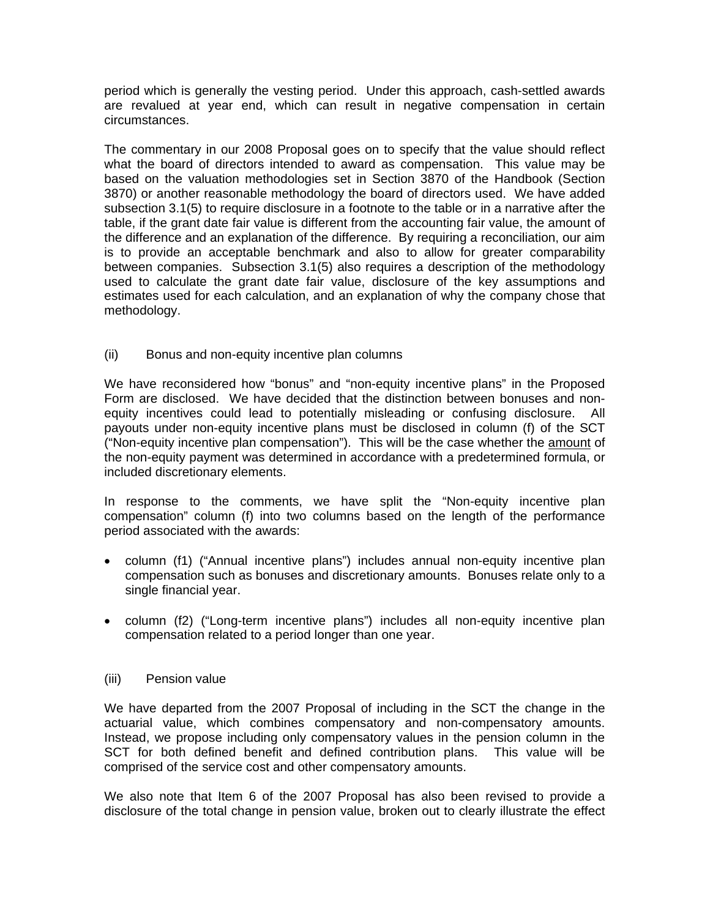period which is generally the vesting period. Under this approach, cash-settled awards are revalued at year end, which can result in negative compensation in certain circumstances.

The commentary in our 2008 Proposal goes on to specify that the value should reflect what the board of directors intended to award as compensation. This value may be based on the valuation methodologies set in Section 3870 of the Handbook (Section 3870) or another reasonable methodology the board of directors used. We have added subsection 3.1(5) to require disclosure in a footnote to the table or in a narrative after the table, if the grant date fair value is different from the accounting fair value, the amount of the difference and an explanation of the difference. By requiring a reconciliation, our aim is to provide an acceptable benchmark and also to allow for greater comparability between companies. Subsection 3.1(5) also requires a description of the methodology used to calculate the grant date fair value, disclosure of the key assumptions and estimates used for each calculation, and an explanation of why the company chose that methodology.

(ii) Bonus and non-equity incentive plan columns

We have reconsidered how "bonus" and "non-equity incentive plans" in the Proposed Form are disclosed. We have decided that the distinction between bonuses and non-equity incentives could lead to potentially misleading or confusing disclosure. All payouts under non-equity incentive plans must be disclosed in column (f) of the SCT ("Non-equity incentive plan compensation"). This will be the case whether the <u>amount</u> of the non-equity payment was determined in accordance with a predetermined formula, or included discretionary elements.

In response to the comments, we have split the "Non-equity incentive plan compensation" column (f) into two columns based on the length of the performance period associated with the awards:

- column (f1) ("Annual incentive plans") includes annual non-equity incentive plan compensation such as bonuses and discretionary amounts. Bonuses relate only to a single financial year.
- column (f2) ("Long-term incentive plans") includes all non-equity incentive plan compensation related to a period longer than one year.

(iii) Pension value

We have departed from the 2007 Proposal of including in the SCT the change in the actuarial value, which combines compensatory and non-compensatory amounts. Instead, we propose including only compensatory values in the pension column in the SCT for both defined benefit and defined contribution plans. This value will be comprised of the service cost and other compensatory amounts.

We also note that Item 6 of the 2007 Proposal has also been revised to provide a disclosure of the total change in pension value, broken out to clearly illustrate the effect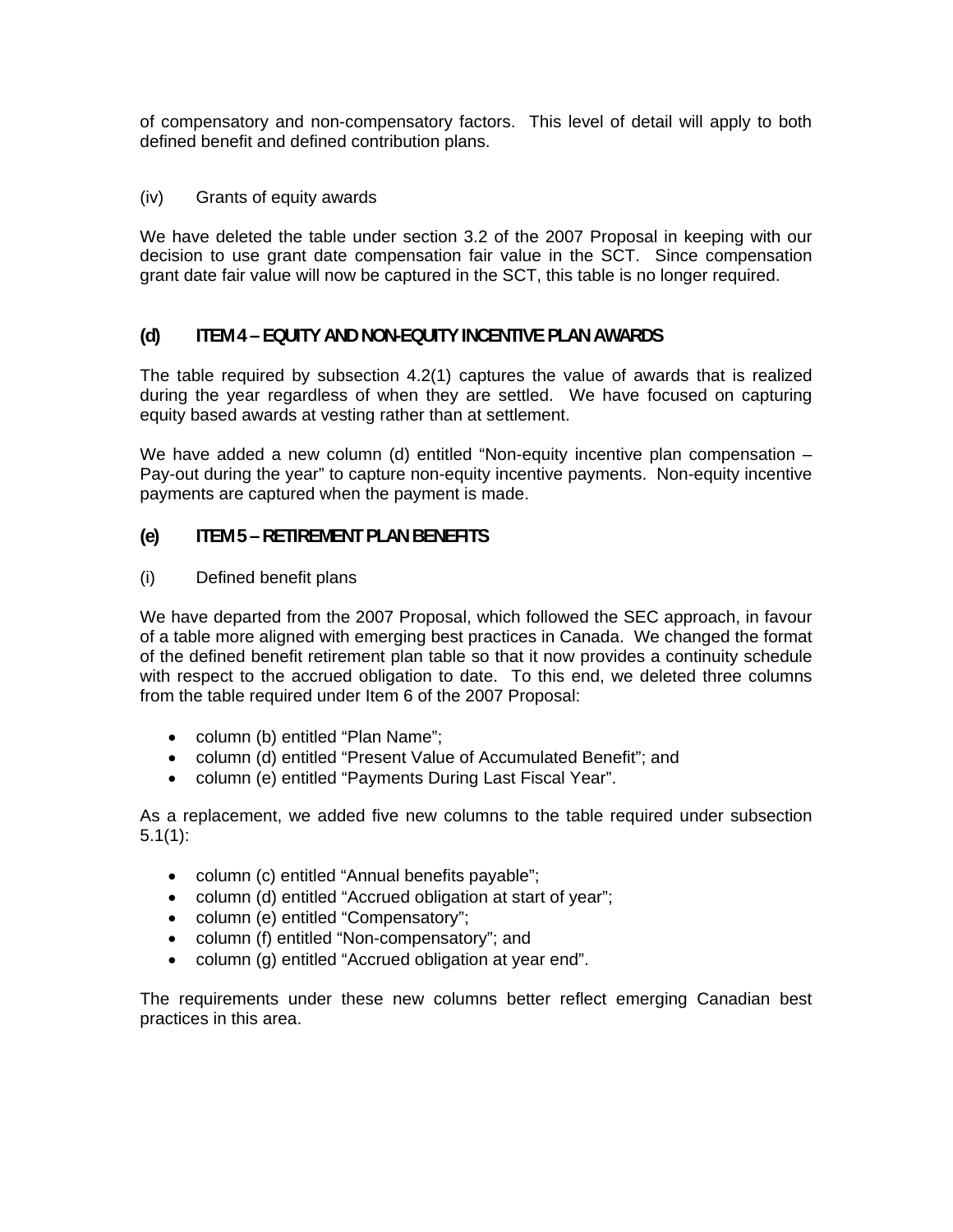of compensatory and non-compensatory factors. This level of detail will apply to both defined benefit and defined contribution plans.

(iv) Grants of equity awards

We have deleted the table under section 3.2 of the 2007 Proposal in keeping with our decision to use grant date compensation fair value in the SCT. Since compensation grant date fair value will now be captured in the SCT, this table is no longer required.

### (d) ITEM 4 – EQUITY AND NON-EQUITY INCENTIVE PLAN AWARDS

The table required by subsection 4.2(1) captures the value of awards that is realized during the year regardless of when they are settled. We have focused on capturing equity based awards at vesting rather than at settlement.

We have added a new column (d) entitled "Non-equity incentive plan compensation – Pay-out during the year" to capture non-equity incentive payments. Non-equity incentive payments are captured when the payment is made.

### (e) ITEM 5 – RETIREMENT PLAN BENEFITS

(i) Defined benefit plans

We have departed from the 2007 Proposal, which followed the SEC approach, in favour of a table more aligned with emerging best practices in Canada. We changed the format of the defined benefit retirement plan table so that it now provides a continuity schedule with respect to the accrued obligation to date. To this end, we deleted three columns from the table required under Item 6 of the 2007 Proposal:

- column (b) entitled "Plan Name";
- column (d) entitled "Present Value of Accumulated Benefit"; and
- column (e) entitled "Payments During Last Fiscal Year".

As a replacement, we added five new columns to the table required under subsection 5.1(1):

- column (c) entitled "Annual benefits payable";
- column (d) entitled "Accrued obligation at start of year";
- column (e) entitled "Compensatory";
- column (f) entitled "Non-compensatory"; and
- column (g) entitled "Accrued obligation at year end".

The requirements under these new columns better reflect emerging Canadian best practices in this area.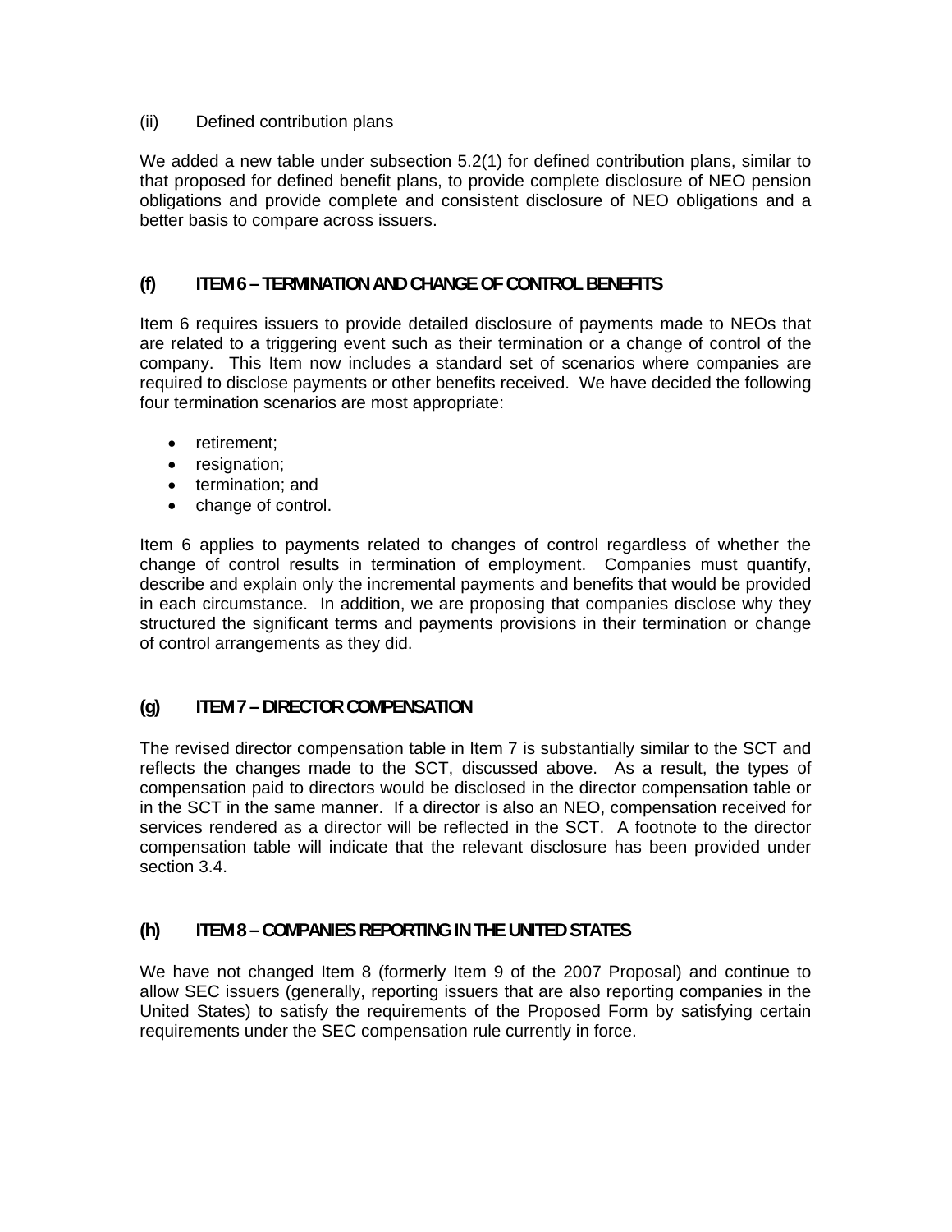(ii) Defined contribution plans

We added a new table under subsection 5.2(1) for defined contribution plans, similar to that proposed for defined benefit plans, to provide complete disclosure of NEO pension obligations and provide complete and consistent disclosure of NEO obligations and a better basis to compare across issuers.

### (f) ITEM 6 – TERMINATION AND CHANGE OF CONTROL BENEFITS

Item 6 requires issuers to provide detailed disclosure of payments made to NEOs that are related to a triggering event such as their termination or a change of control of the company. This Item now includes a standard set of scenarios where companies are required to disclose payments or other benefits received. We have decided the following four termination scenarios are most appropriate:

- retirement;
- resignation;
- termination; and
- change of control.

Item 6 applies to payments related to changes of control regardless of whether the change of control results in termination of employment. Companies must quantify, describe and explain only the incremental payments and benefits that would be provided in each circumstance. In addition, we are proposing that companies disclose why they structured the significant terms and payments provisions in their termination or change of control arrangements as they did.

### (g) ITEM 7 – DIRECTOR COMPENSATION

The revised director compensation table in Item 7 is substantially similar to the SCT and reflects the changes made to the SCT, discussed above. As a result, the types of compensation paid to directors would be disclosed in the director compensation table or in the SCT in the same manner. If a director is also an NEO, compensation received for services rendered as a director will be reflected in the SCT. A footnote to the director compensation table will indicate that the relevant disclosure has been provided under section 3.4.

### (h) ITEM 8 – COMPANIES REPORTING IN THE UNITED STATES

We have not changed Item 8 (formerly Item 9 of the 2007 Proposal) and continue to allow SEC issuers (generally, reporting issuers that are also reporting companies in the United States) to satisfy the requirements of the Proposed Form by satisfying certain requirements under the SEC compensation rule currently in force.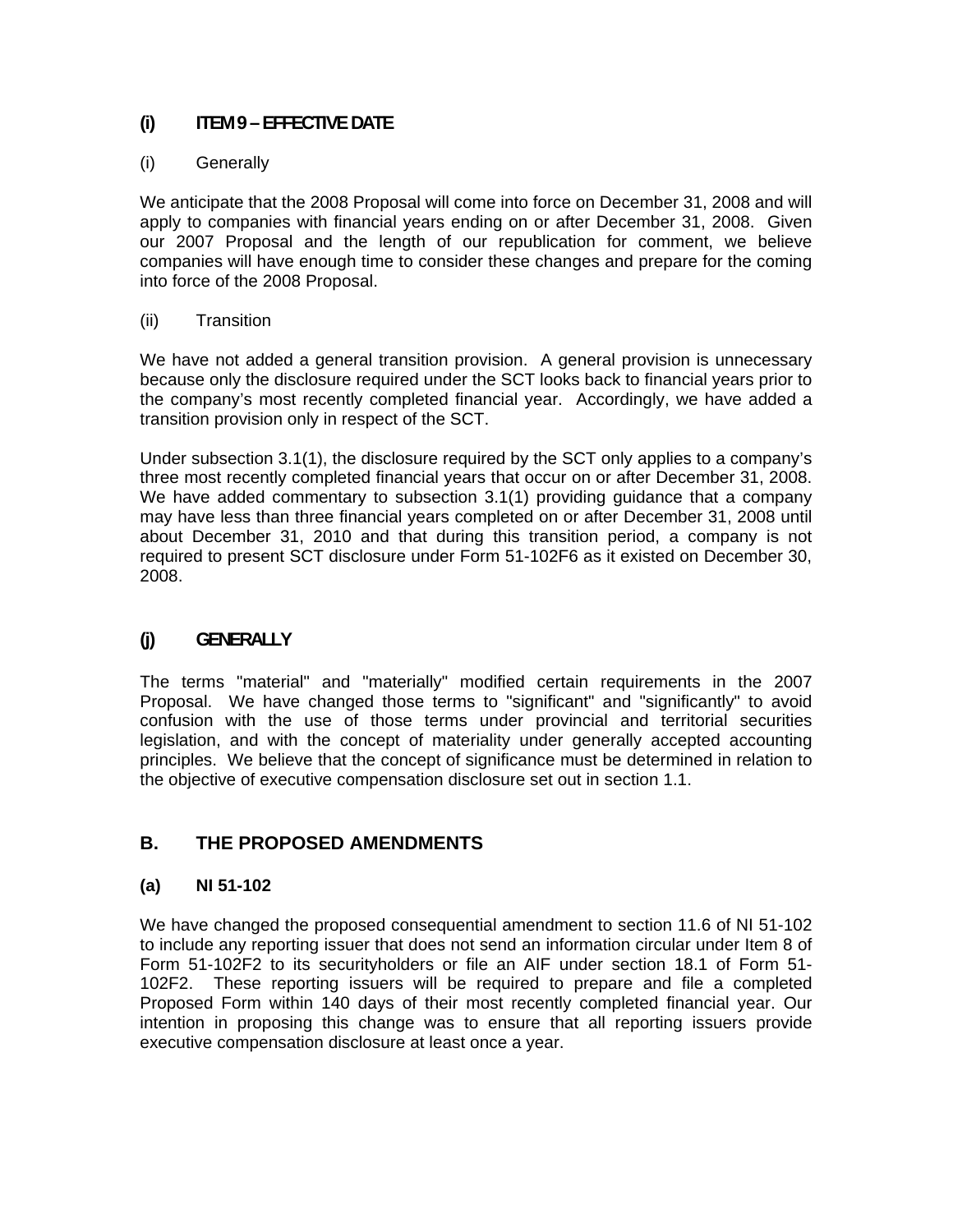### (i) ITEM 9 – EFFECTIVE DATE

(i) Generally

We anticipate that the 2008 Proposal will come into force on December 31, 2008 and will apply to companies with financial years ending on or after December 31, 2008. Given our 2007 Proposal and the length of our republication for comment, we believe companies will have enough time to consider these changes and prepare for the coming into force of the 2008 Proposal.

(ii) Transition

We have not added a general transition provision. A general provision is unnecessary because only the disclosure required under the SCT looks back to financial years prior to the company's most recently completed financial year. Accordingly, we have added a transition provision only in respect of the SCT.

Under subsection 3.1(1), the disclosure required by the SCT only applies to a company's three most recently completed financial years that occur on or after December 31, 2008. We have added commentary to subsection 3.1(1) providing guidance that a company may have less than three financial years completed on or after December 31, 2008 until about December 31, 2010 and that during this transition period, a company is not required to present SCT disclosure under Form 51-102F6 as it existed on December 30, 2008.

### (j) GENERALLY

The terms "material" and "materially" modified certain requirements in the 2007 Proposal. We have changed those terms to "significant" and "significantly" to avoid confusion with the use of those terms under provincial and territorial securities legislation, and with the concept of materiality under generally accepted accounting principles. We believe that the concept of significance must be determined in relation to the objective of executive compensation disclosure set out in section 1.1.

## B. THE PROPOSED AMENDMENTS

### (a) NI 51-102

We have changed the proposed consequential amendment to section 11.6 of NI 51-102 to include any reporting issuer that does not send an information circular under Item 8 of Form 51-102F2 to its securityholders or file an AIF under section 18.1 of Form 51-102F2. These reporting issuers will be required to prepare and file a completed Proposed Form within 140 days of their most recently completed financial year. Our intention in proposing this change was to ensure that all reporting issuers provide executive compensation disclosure at least once a year.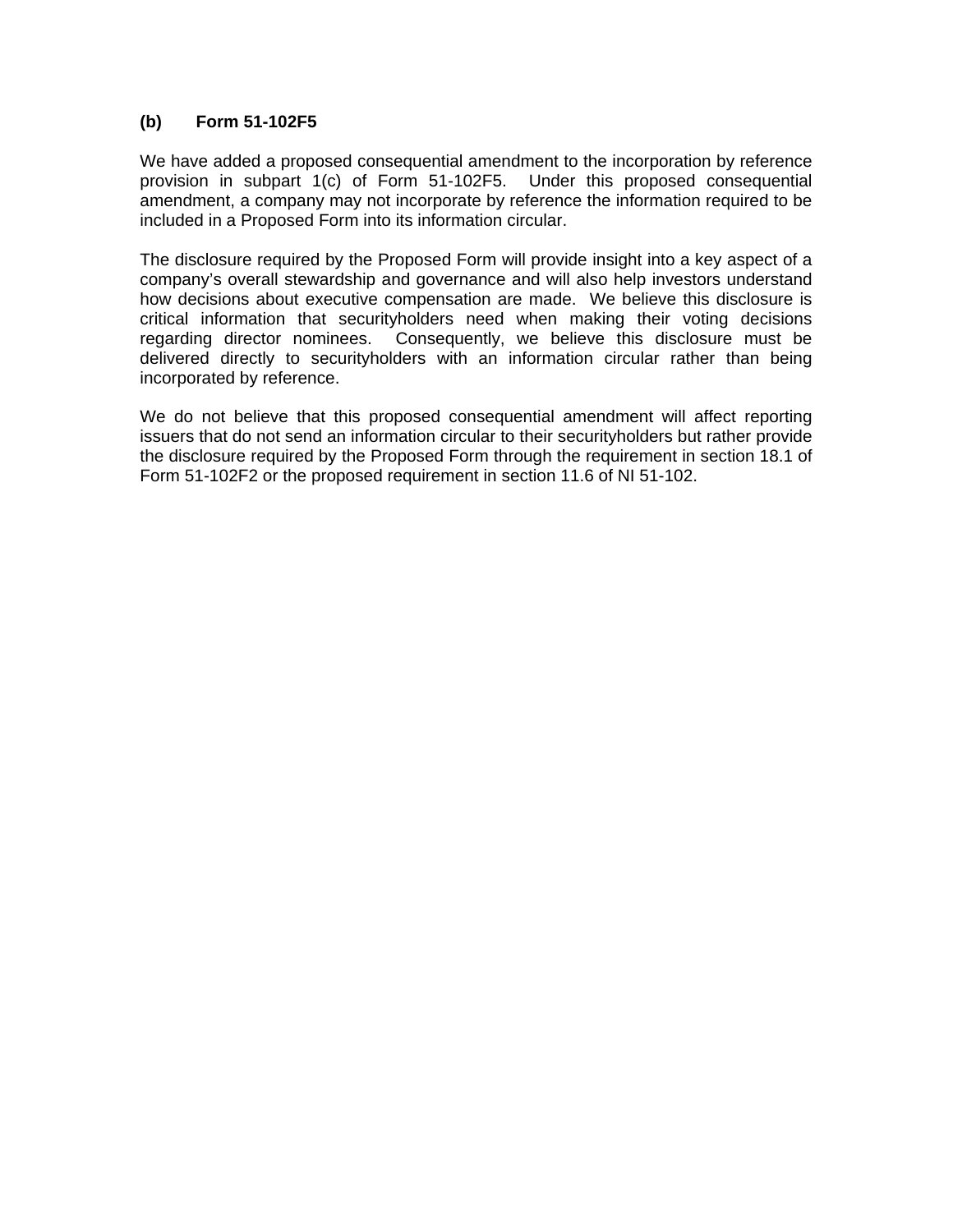### (b) Form 51-102F5

We have added a proposed consequential amendment to the incorporation by reference provision in subpart 1(c) of Form 51-102F5. Under this proposed consequential amendment, a company may not incorporate by reference the information required to be included in a Proposed Form into its information circular.

The disclosure required by the Proposed Form will provide insight into a key aspect of a company's overall stewardship and governance and will also help investors understand how decisions about executive compensation are made. We believe this disclosure is critical information that securityholders need when making their voting decisions regarding director nominees. Consequently, we believe this disclosure must be delivered directly to securityholders with an information circular rather than being incorporated by reference.

We do not believe that this proposed consequential amendment will affect reporting issuers that do not send an information circular to their securityholders but rather provide the disclosure required by the Proposed Form through the requirement in section 18.1 of Form 51-102F2 or the proposed requirement in section 11.6 of NI 51-102.